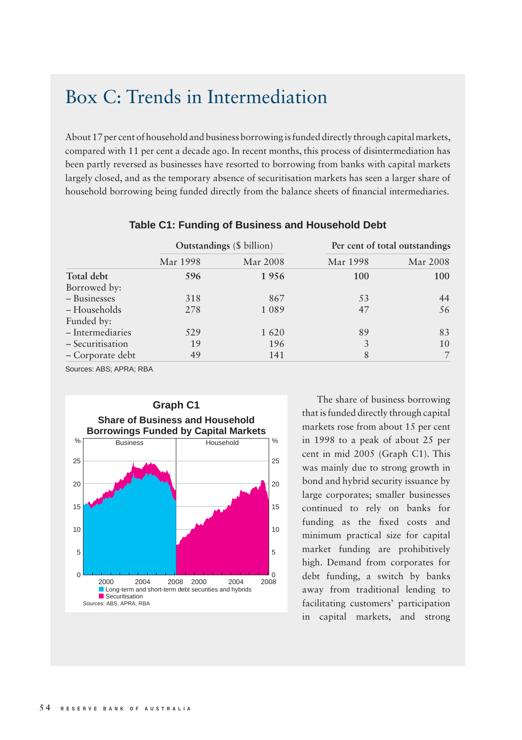# Box C: Trends in Intermediation

About 17 per cent of household and business borrowing is funded directly through capital markets, compared with 11 per cent a decade ago. In recent months, this process of disintermediation has been partly reversed as businesses have resorted to borrowing from banks with capital markets largely closed, and as the temporary absence of securitisation markets has seen a larger share of household borrowing being funded directly from the balance sheets of financial intermediaries.

**Table C1: Funding of Business and Household Debt**

| | Outstandings ($ billion) | | Per cent of total outstandings | |
|---|---|---|---|---|
| | Mar 1998 | Mar 2008 | Mar 1998 | Mar 2008 |
| **Total debt** | **596** | **1 956** | **100** | **100** |
| Borrowed by: | | | | |
| – Businesses | 318 | 867 | 53 | 44 |
| – Households | 278 | 1 089 | 47 | 56 |
| Funded by: | | | | |
| – Intermediaries | 529 | 1 620 | 89 | 83 |
| – Securitisation | 19 | 196 | 3 | 10 |
| – Corporate debt | 49 | 141 | 8 | 7 |

Sources: ABS; APRA; RBA

**Graph C1**

**Share of Business and Household Borrowings Funded by Capital Markets**

Sources: ABS, APRA, RBA

The share of business borrowing that is funded directly through capital markets rose from about 15 per cent in 1998 to a peak of about 25 per cent in mid 2005 (Graph C1). This was mainly due to strong growth in bond and hybrid security issuance by large corporates; smaller businesses continued to rely on banks for funding as the fixed costs and minimum practical size for capital market funding are prohibitively high. Demand from corporates for debt funding, a switch by banks away from traditional lending to facilitating customers' participation in capital markets, and strong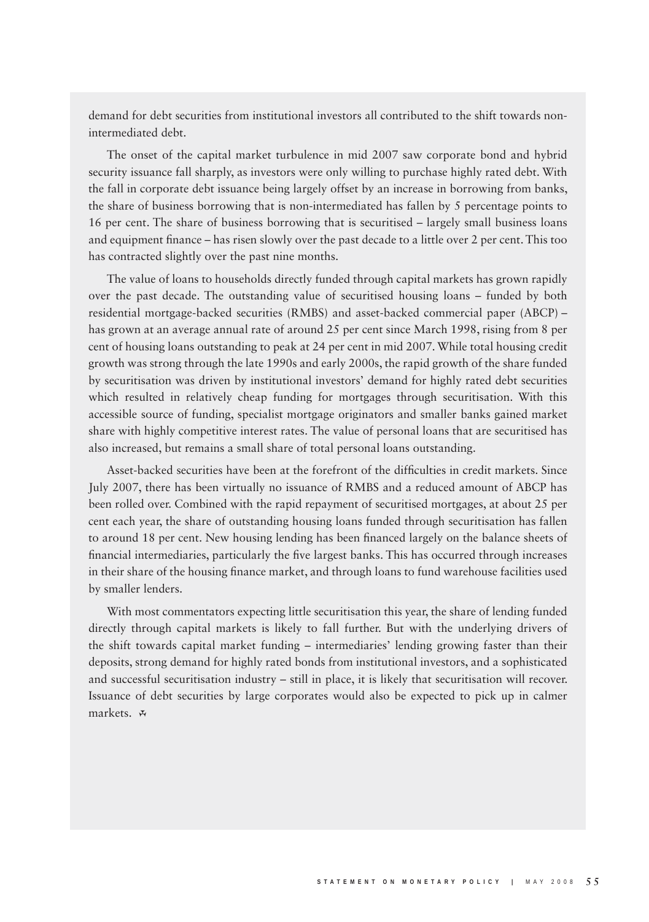demand for debt securities from institutional investors all contributed to the shift towards non-intermediated debt.

The onset of the capital market turbulence in mid 2007 saw corporate bond and hybrid security issuance fall sharply, as investors were only willing to purchase highly rated debt. With the fall in corporate debt issuance being largely offset by an increase in borrowing from banks, the share of business borrowing that is non-intermediated has fallen by 5 percentage points to 16 per cent. The share of business borrowing that is securitised – largely small business loans and equipment finance – has risen slowly over the past decade to a little over 2 per cent. This too has contracted slightly over the past nine months.

The value of loans to households directly funded through capital markets has grown rapidly over the past decade. The outstanding value of securitised housing loans – funded by both residential mortgage-backed securities (RMBS) and asset-backed commercial paper (ABCP) – has grown at an average annual rate of around 25 per cent since March 1998, rising from 8 per cent of housing loans outstanding to peak at 24 per cent in mid 2007. While total housing credit growth was strong through the late 1990s and early 2000s, the rapid growth of the share funded by securitisation was driven by institutional investors' demand for highly rated debt securities which resulted in relatively cheap funding for mortgages through securitisation. With this accessible source of funding, specialist mortgage originators and smaller banks gained market share with highly competitive interest rates. The value of personal loans that are securitised has also increased, but remains a small share of total personal loans outstanding.

Asset-backed securities have been at the forefront of the difficulties in credit markets. Since July 2007, there has been virtually no issuance of RMBS and a reduced amount of ABCP has been rolled over. Combined with the rapid repayment of securitised mortgages, at about 25 per cent each year, the share of outstanding housing loans funded through securitisation has fallen to around 18 per cent. New housing lending has been financed largely on the balance sheets of financial intermediaries, particularly the five largest banks. This has occurred through increases in their share of the housing finance market, and through loans to fund warehouse facilities used by smaller lenders.

With most commentators expecting little securitisation this year, the share of lending funded directly through capital markets is likely to fall further. But with the underlying drivers of the shift towards capital market funding – intermediaries' lending growing faster than their deposits, strong demand for highly rated bonds from institutional investors, and a sophisticated and successful securitisation industry – still in place, it is likely that securitisation will recover. Issuance of debt securities by large corporates would also be expected to pick up in calmer markets.